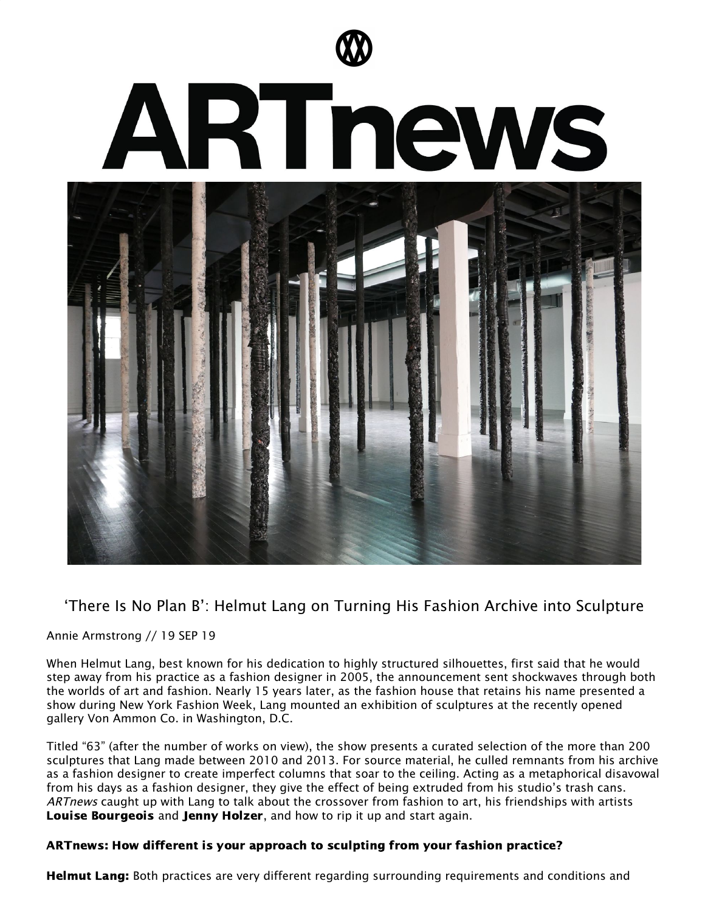# ARTnews

## 'There Is No Plan B': Helmut Lang on Turning His Fashion Archive into Sculpture

Annie Armstrong // 19 SEP 19

When Helmut Lang, best known for his dedication to highly structured silhouettes, first said that he would step away from his practice as a fashion designer in 2005, the announcement sent shockwaves through both the worlds of art and fashion. Nearly 15 years later, as the fashion house that retains his name presented a show during New York Fashion Week, Lang mounted an exhibition of sculptures at the recently opened gallery Von Ammon Co. in Washington, D.C.

Titled "63" (after the number of works on view), the show presents a curated selection of the more than 200 sculptures that Lang made between 2010 and 2013. For source material, he culled remnants from his archive as a fashion designer to create imperfect columns that soar to the ceiling. Acting as a metaphorical disavowal from his days as a fashion designer, they give the effect of being extruded from his studio's trash cans. *ARTnews* caught up with Lang to talk about the crossover from fashion to art, his friendships with artists **Louise Bourgeois** and **Jenny Holzer**, and how to rip it up and start again.

**ARTnews: How different is your approach to sculpting from your fashion practice?**

**Helmut Lang:** Both practices are very different regarding surrounding requirements and conditions and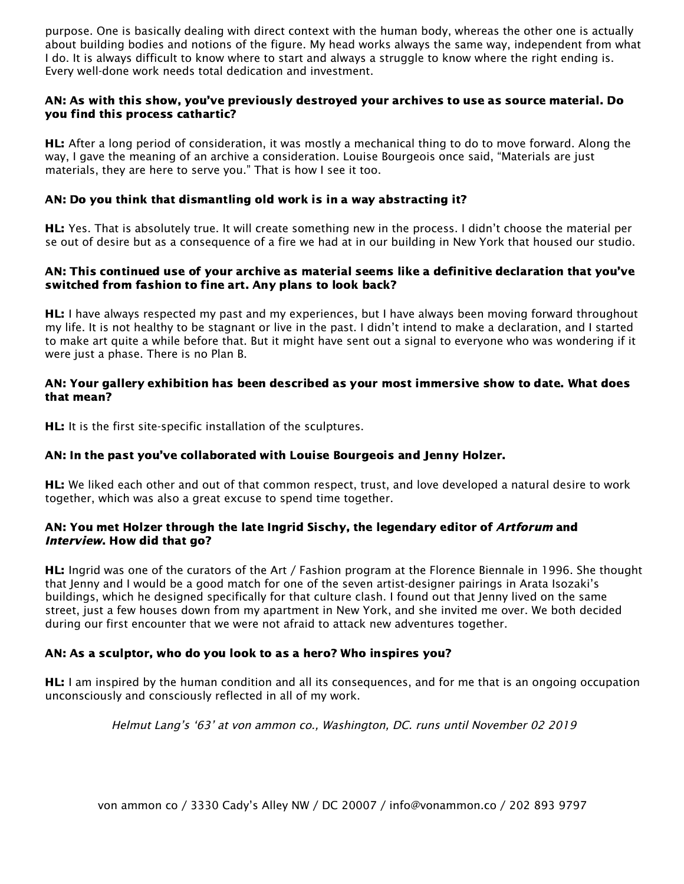purpose. One is basically dealing with direct context with the human body, whereas the other one is actually about building bodies and notions of the figure. My head works always the same way, independent from what I do. It is always difficult to know where to start and always a struggle to know where the right ending is. Every well-done work needs total dedication and investment.

**AN: As with this show, you've previously destroyed your archives to use as source material. Do you find this process cathartic?**

**HL:** After a long period of consideration, it was mostly a mechanical thing to do to move forward. Along the way, I gave the meaning of an archive a consideration. Louise Bourgeois once said, "Materials are just materials, they are here to serve you." That is how I see it too.

**AN: Do you think that dismantling old work is in a way abstracting it?**

**HL:** Yes. That is absolutely true. It will create something new in the process. I didn't choose the material per se out of desire but as a consequence of a fire we had at in our building in New York that housed our studio.

**AN: This continued use of your archive as material seems like a definitive declaration that you've switched from fashion to fine art. Any plans to look back?**

**HL:** I have always respected my past and my experiences, but I have always been moving forward throughout my life. It is not healthy to be stagnant or live in the past. I didn't intend to make a declaration, and I started to make art quite a while before that. But it might have sent out a signal to everyone who was wondering if it were just a phase. There is no Plan B.

**AN: Your gallery exhibition has been described as your most immersive show to date. What does that mean?**

**HL:** It is the first site-specific installation of the sculptures.

**AN: In the past you've collaborated with Louise Bourgeois and Jenny Holzer.**

**HL:** We liked each other and out of that common respect, trust, and love developed a natural desire to work together, which was also a great excuse to spend time together.

**AN: You met Holzer through the late Ingrid Sischy, the legendary editor of *Artforum* and *Interview*. How did that go?**

**HL:** Ingrid was one of the curators of the Art / Fashion program at the Florence Biennale in 1996. She thought that Jenny and I would be a good match for one of the seven artist-designer pairings in Arata Isozaki's buildings, which he designed specifically for that culture clash. I found out that Jenny lived on the same street, just a few houses down from my apartment in New York, and she invited me over. We both decided during our first encounter that we were not afraid to attack new adventures together.

**AN: As a sculptor, who do you look to as a hero? Who inspires you?**

**HL:** I am inspired by the human condition and all its consequences, and for me that is an ongoing occupation unconsciously and consciously reflected in all of my work.

*Helmut Lang's '63' at von ammon co., Washington, DC. runs until November 02 2019*

von ammon co / 3330 Cady's Alley NW / DC 20007 / info@vonammon.co / 202 893 9797